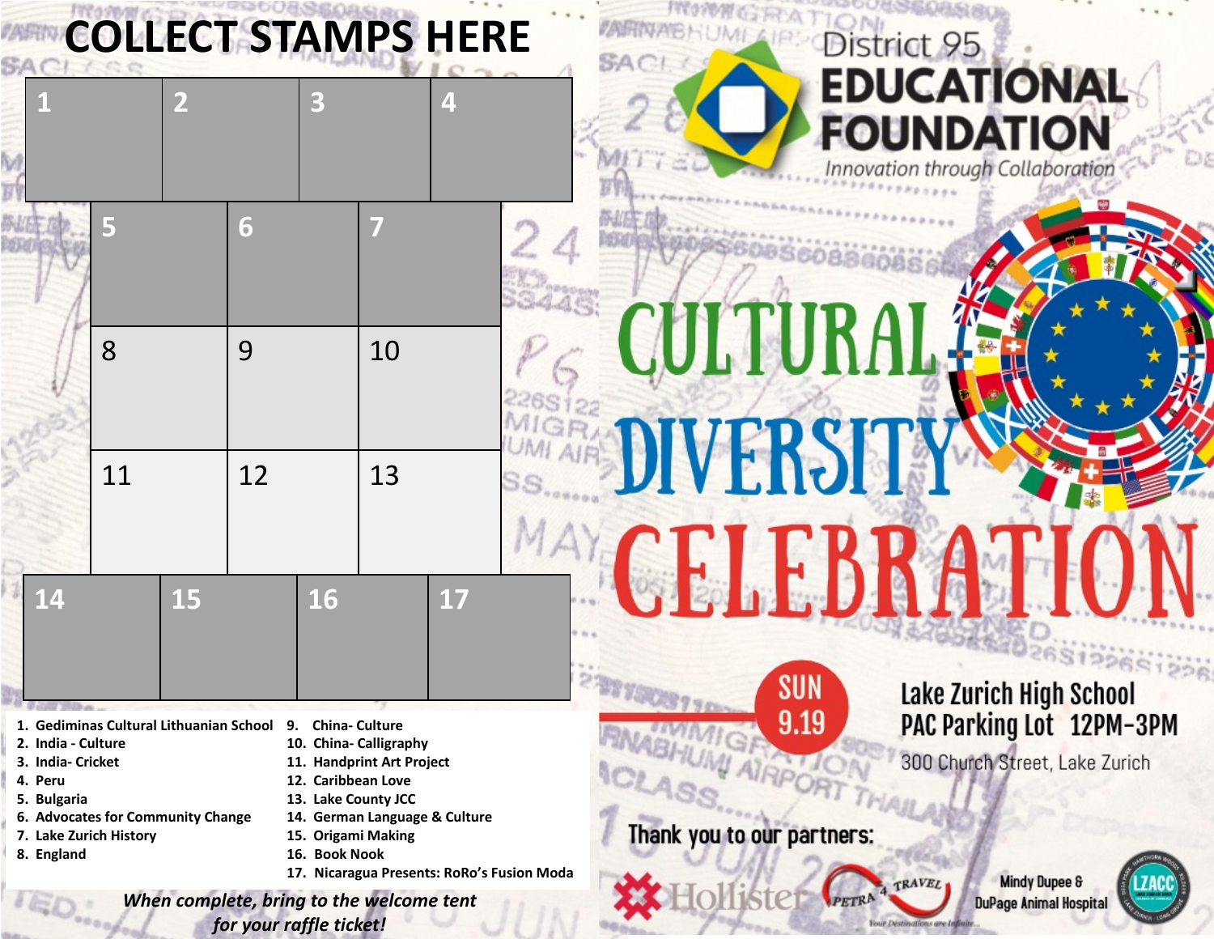# COLLECT STAMPS HERE

| 1 | 2 | 3 | 4 |
|---|---|---|---|
| | 5 | 6 | 7 |
| | 8 | 9 | 10 |
| | 11 | 12 | 13 |
| 14 | 15 | 16 | 17 |

1. Gediminas Cultural Lithuanian School
2. India - Culture
3. India- Cricket
4. Peru
5. Bulgaria
6. Advocates for Community Change
7. Lake Zurich History
8. England
9. China- Culture
10. China- Calligraphy
11. Handprint Art Project
12. Caribbean Love
13. Lake County JCC
14. German Language & Culture
15. Origami Making
16. Book Nook
17. Nicaragua Presents: RoRo's Fusion Moda

*When complete, bring to the welcome tent for your raffle ticket!*

District 95
**EDUCATIONAL FOUNDATION**
*Innovation through Collaboration*

# CULTURAL DIVERSITY CELEBRATION

**SUN 9.19**

**Lake Zurich High School**
**PAC Parking Lot 12PM-3PM**
300 Church Street, Lake Zurich

**Thank you to our partners:**

Hollister | Petra 4 Travel – Your Destinations are Infinite | Mindy Dupee & DuPage Animal Hospital | LZACC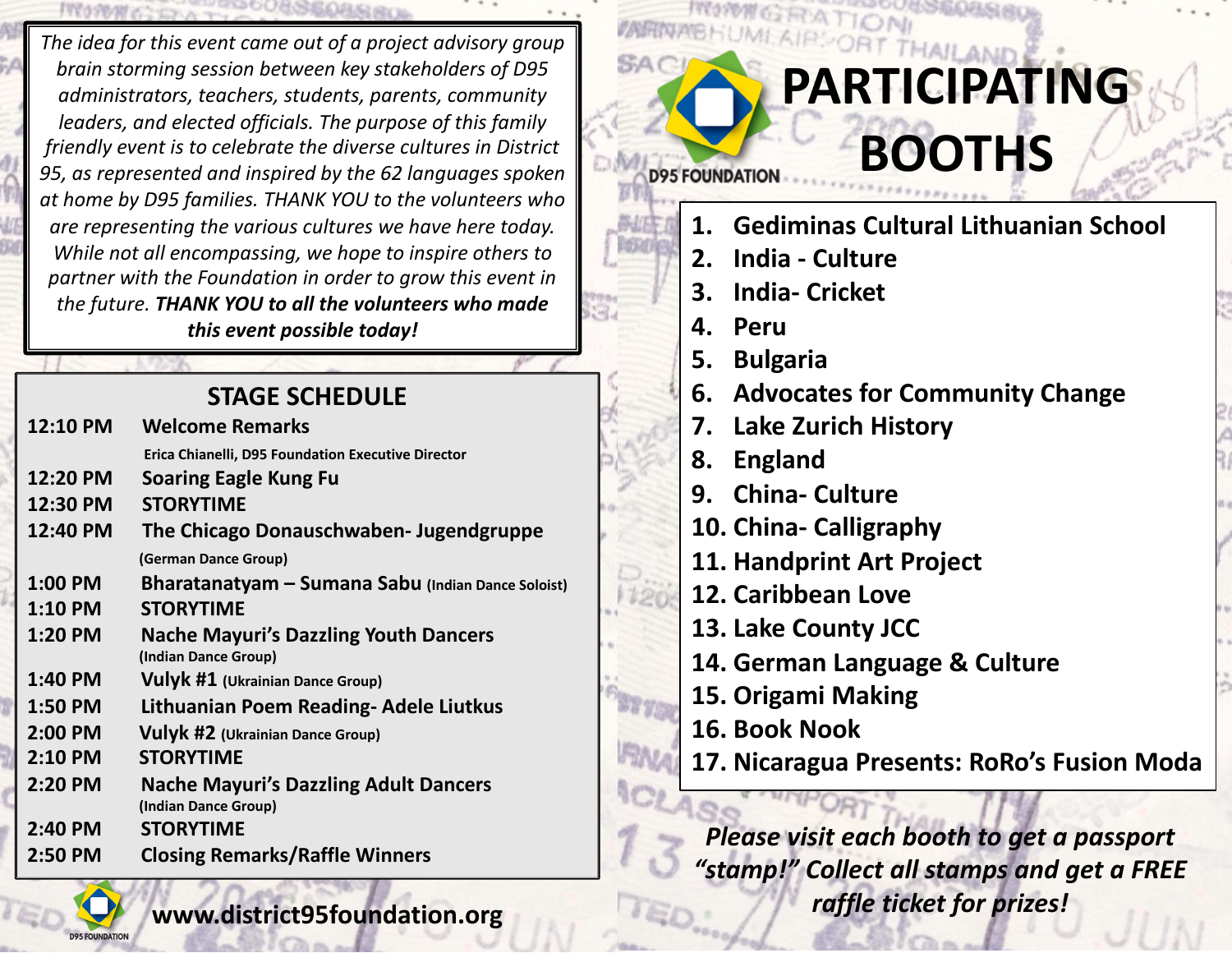*The idea for this event came out of a project advisory group brain storming session between key stakeholders of D95 administrators, teachers, students, parents, community leaders, and elected officials. The purpose of this family friendly event is to celebrate the diverse cultures in District 95, as represented and inspired by the 62 languages spoken at home by D95 families. THANK YOU to the volunteers who are representing the various cultures we have here today. While not all encompassing, we hope to inspire others to partner with the Foundation in order to grow this event in the future.* ***THANK YOU to all the volunteers who made this event possible today!***

## STAGE SCHEDULE

| | |
|---|---|
| **12:10 PM** | **Welcome Remarks** |
| | **Erica Chianelli, D95 Foundation Executive Director** |
| **12:20 PM** | **Soaring Eagle Kung Fu** |
| **12:30 PM** | **STORYTIME** |
| **12:40 PM** | **The Chicago Donauschwaben- Jugendgruppe** |
| | **(German Dance Group)** |
| **1:00 PM** | **Bharatanatyam – Sumana Sabu (Indian Dance Soloist)** |
| **1:10 PM** | **STORYTIME** |
| **1:20 PM** | **Nache Mayuri's Dazzling Youth Dancers (Indian Dance Group)** |
| **1:40 PM** | **Vulyk #1 (Ukrainian Dance Group)** |
| **1:50 PM** | **Lithuanian Poem Reading- Adele Liutkus** |
| **2:00 PM** | **Vulyk #2 (Ukrainian Dance Group)** |
| **2:10 PM** | **STORYTIME** |
| **2:20 PM** | **Nache Mayuri's Dazzling Adult Dancers (Indian Dance Group)** |
| **2:40 PM** | **STORYTIME** |
| **2:50 PM** | **Closing Remarks/Raffle Winners** |

D95 FOUNDATION

**www.district95foundation.org**

D95 FOUNDATION

# PARTICIPATING BOOTHS

1. **Gediminas Cultural Lithuanian School**
2. **India - Culture**
3. **India- Cricket**
4. **Peru**
5. **Bulgaria**
6. **Advocates for Community Change**
7. **Lake Zurich History**
8. **England**
9. **China- Culture**
10. **China- Calligraphy**
11. **Handprint Art Project**
12. **Caribbean Love**
13. **Lake County JCC**
14. **German Language & Culture**
15. **Origami Making**
16. **Book Nook**
17. **Nicaragua Presents: RoRo's Fusion Moda**

***Please visit each booth to get a passport "stamp!" Collect all stamps and get a FREE raffle ticket for prizes!***